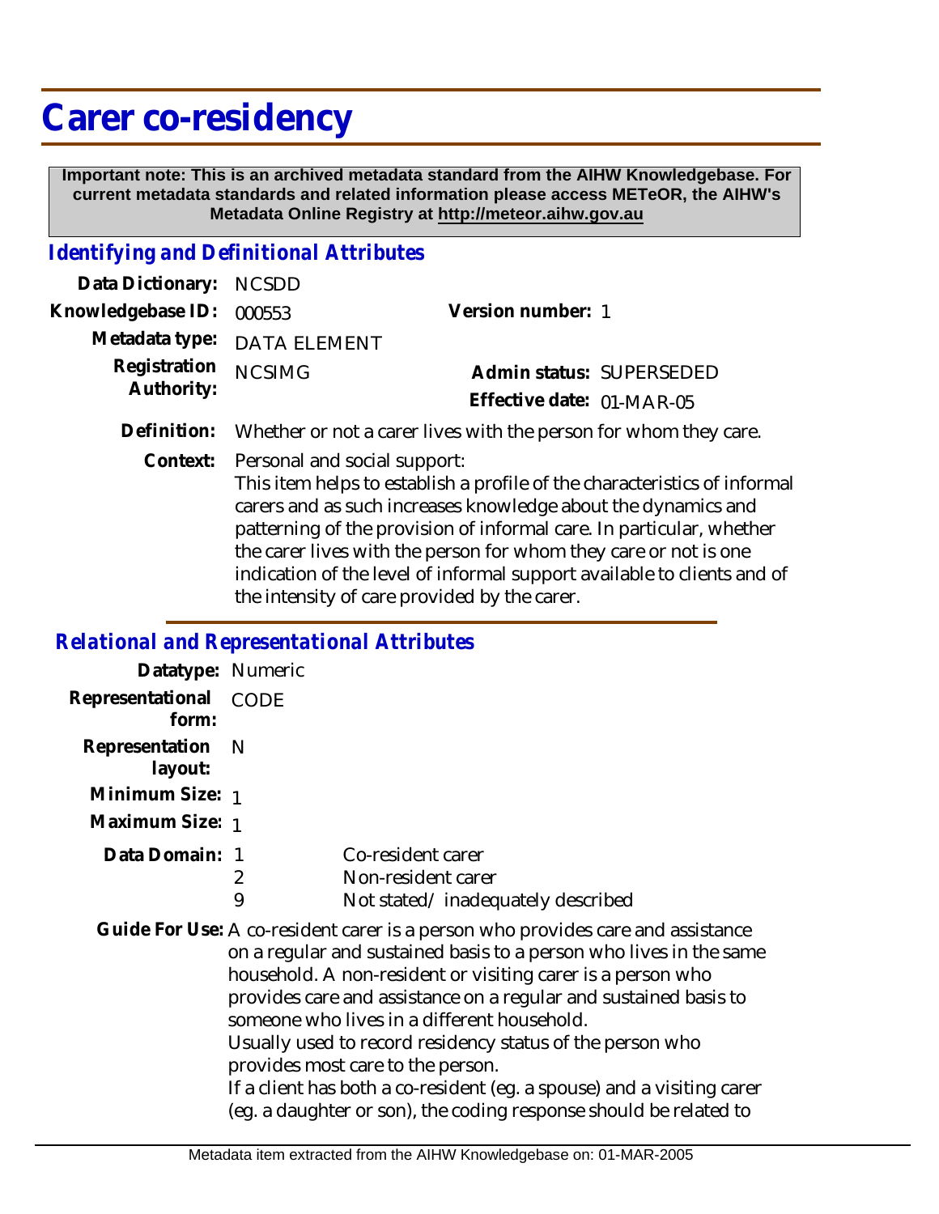# Carer co-residency

**Important note: This is an archived metadata standard from the AIHW Knowledgebase. For current metadata standards and related information please access METeOR, the AIHW's Metadata Online Registry at http://meteor.aihw.gov.au**

## *Identifying and Definitional Attributes*

| | | | |
|---|---|---|---|
| **Data Dictionary:** | NCSDD | | |
| **Knowledgebase ID:** | 000553 | **Version number:** | 1 |
| **Metadata type:** | DATA ELEMENT | | |
| **Registration Authority:** | NCSIMG | **Admin status:** | SUPERSEDED |
| | | **Effective date:** | 01-MAR-05 |

**Definition:** Whether or not a carer lives with the person for whom they care.

**Context:** Personal and social support:
This item helps to establish a profile of the characteristics of informal carers and as such increases knowledge about the dynamics and patterning of the provision of informal care. In particular, whether the carer lives with the person for whom they care or not is one indication of the level of informal support available to clients and of the intensity of care provided by the carer.

## *Relational and Representational Attributes*

**Datatype:** Numeric

**Representational form:** CODE

**Representation layout:** N

**Minimum Size:** 1

**Maximum Size:** 1

**Data Domain:**

| | |
|---|---|
| 1 | Co-resident carer |
| 2 | Non-resident carer |
| 9 | Not stated/ inadequately described |

**Guide For Use:** A co-resident carer is a person who provides care and assistance on a regular and sustained basis to a person who lives in the same household. A non-resident or visiting carer is a person who provides care and assistance on a regular and sustained basis to someone who lives in a different household.
Usually used to record residency status of the person who provides most care to the person.
If a client has both a co-resident (eg. a spouse) and a visiting carer (eg. a daughter or son), the coding response should be related to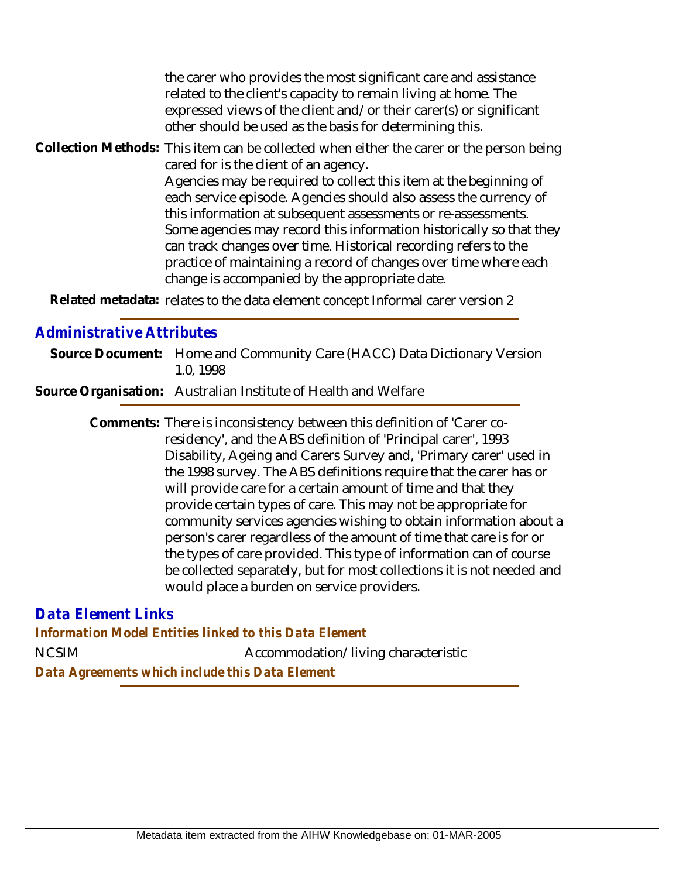the carer who provides the most significant care and assistance related to the client's capacity to remain living at home. The expressed views of the client and/or their carer(s) or significant other should be used as the basis for determining this.

**Collection Methods:** This item can be collected when either the carer or the person being cared for is the client of an agency.
Agencies may be required to collect this item at the beginning of each service episode. Agencies should also assess the currency of this information at subsequent assessments or re-assessments. Some agencies may record this information historically so that they can track changes over time. Historical recording refers to the practice of maintaining a record of changes over time where each change is accompanied by the appropriate date.

**Related metadata:** relates to the data element concept Informal carer version 2

## *Administrative Attributes*

**Source Document:** Home and Community Care (HACC) Data Dictionary Version 1.0, 1998

**Source Organisation:** Australian Institute of Health and Welfare

**Comments:** There is inconsistency between this definition of 'Carer co-residency', and the ABS definition of 'Principal carer', 1993 Disability, Ageing and Carers Survey and, 'Primary carer' used in the 1998 survey. The ABS definitions require that the carer has or will provide care for a certain amount of time and that they provide certain types of care. This may not be appropriate for community services agencies wishing to obtain information about a person's carer regardless of the amount of time that care is for or the types of care provided. This type of information can of course be collected separately, but for most collections it is not needed and would place a burden on service providers.

## *Data Element Links*

### *Information Model Entities linked to this Data Element*

NCSIM Accommodation/living characteristic

### *Data Agreements which include this Data Element*

Metadata item extracted from the AIHW Knowledgebase on: 01-MAR-2005